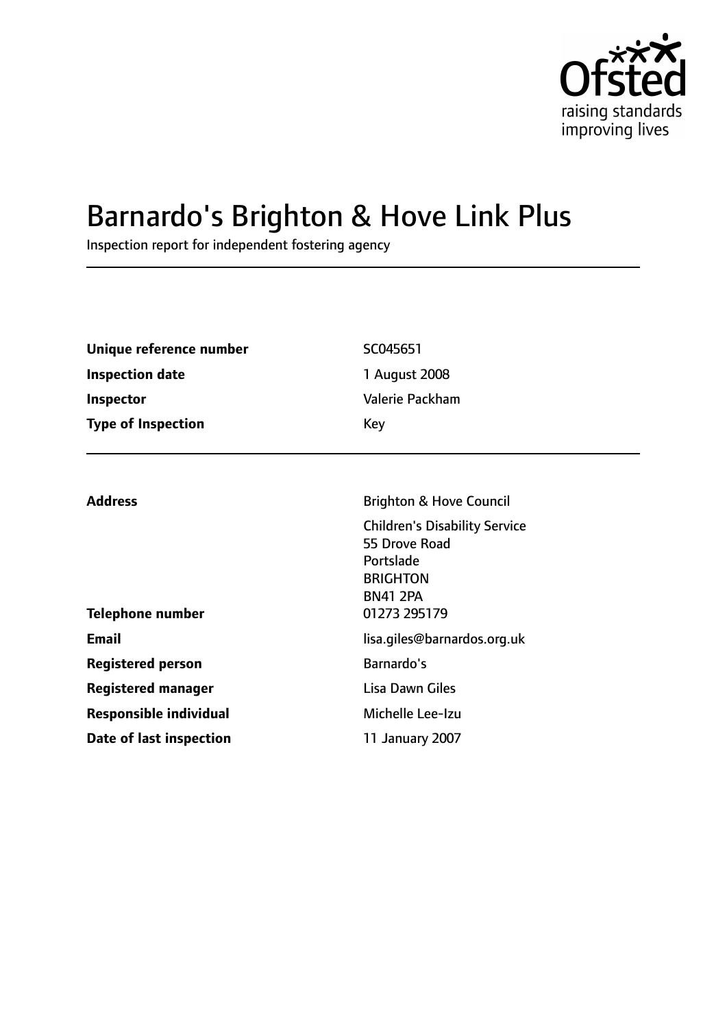# Barnardo's Brighton & Hove Link Plus

Inspection report for independent fostering agency

| | |
|---|---|
| **Unique reference number** | SC045651 |
| **Inspection date** | 1 August 2008 |
| **Inspector** | Valerie Packham |
| **Type of Inspection** | Key |

| | |
|---|---|
| **Address** | Brighton & Hove Council<br>Children's Disability Service<br>55 Drove Road<br>Portslade<br>BRIGHTON<br>BN41 2PA |
| **Telephone number** | 01273 295179 |
| **Email** | lisa.giles@barnardos.org.uk |
| **Registered person** | Barnardo's |
| **Registered manager** | Lisa Dawn Giles |
| **Responsible individual** | Michelle Lee-Izu |
| **Date of last inspection** | 11 January 2007 |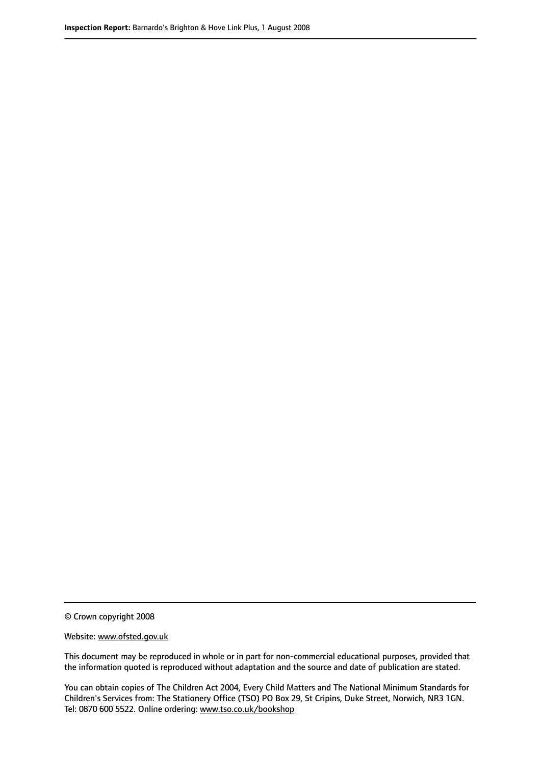© Crown copyright 2008

Website: www.ofsted.gov.uk

This document may be reproduced in whole or in part for non-commercial educational purposes, provided that the information quoted is reproduced without adaptation and the source and date of publication are stated.

You can obtain copies of The Children Act 2004, Every Child Matters and The National Minimum Standards for Children's Services from: The Stationery Office (TSO) PO Box 29, St Cripins, Duke Street, Norwich, NR3 1GN. Tel: 0870 600 5522. Online ordering: www.tso.co.uk/bookshop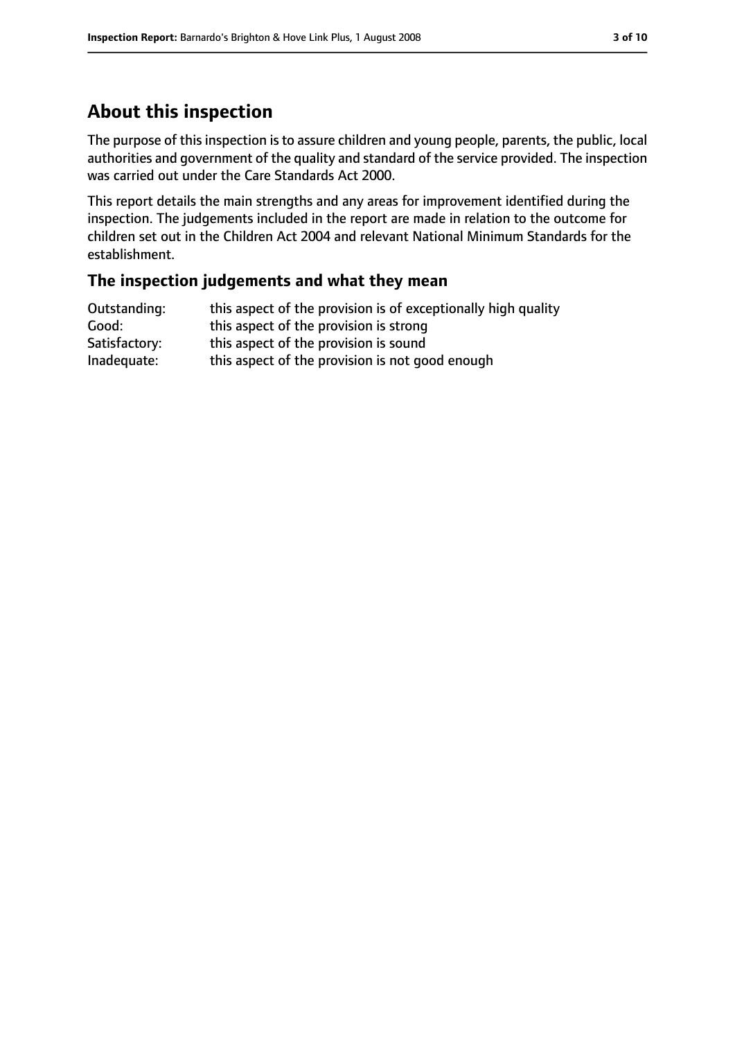## About this inspection

The purpose of this inspection is to assure children and young people, parents, the public, local authorities and government of the quality and standard of the service provided. The inspection was carried out under the Care Standards Act 2000.

This report details the main strengths and any areas for improvement identified during the inspection. The judgements included in the report are made in relation to the outcome for children set out in the Children Act 2004 and relevant National Minimum Standards for the establishment.

### The inspection judgements and what they mean

| | |
|---|---|
| Outstanding: | this aspect of the provision is of exceptionally high quality |
| Good: | this aspect of the provision is strong |
| Satisfactory: | this aspect of the provision is sound |
| Inadequate: | this aspect of the provision is not good enough |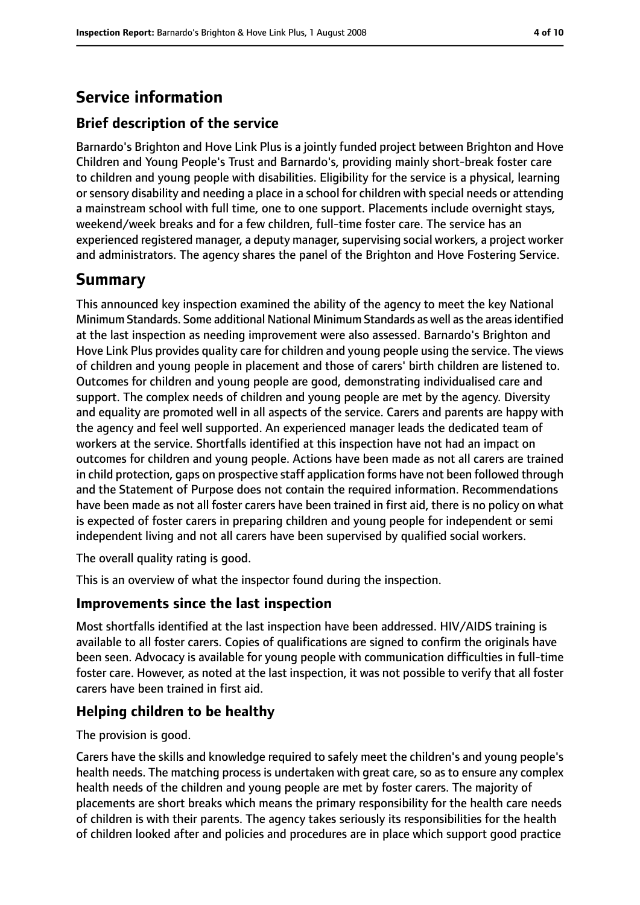# Service information

## Brief description of the service

Barnardo's Brighton and Hove Link Plus is a jointly funded project between Brighton and Hove Children and Young People's Trust and Barnardo's, providing mainly short-break foster care to children and young people with disabilities. Eligibility for the service is a physical, learning or sensory disability and needing a place in a school for children with special needs or attending a mainstream school with full time, one to one support. Placements include overnight stays, weekend/week breaks and for a few children, full-time foster care. The service has an experienced registered manager, a deputy manager, supervising social workers, a project worker and administrators. The agency shares the panel of the Brighton and Hove Fostering Service.

# Summary

This announced key inspection examined the ability of the agency to meet the key National Minimum Standards. Some additional National Minimum Standards as well as the areas identified at the last inspection as needing improvement were also assessed. Barnardo's Brighton and Hove Link Plus provides quality care for children and young people using the service. The views of children and young people in placement and those of carers' birth children are listened to. Outcomes for children and young people are good, demonstrating individualised care and support. The complex needs of children and young people are met by the agency. Diversity and equality are promoted well in all aspects of the service. Carers and parents are happy with the agency and feel well supported. An experienced manager leads the dedicated team of workers at the service. Shortfalls identified at this inspection have not had an impact on outcomes for children and young people. Actions have been made as not all carers are trained in child protection, gaps on prospective staff application forms have not been followed through and the Statement of Purpose does not contain the required information. Recommendations have been made as not all foster carers have been trained in first aid, there is no policy on what is expected of foster carers in preparing children and young people for independent or semi independent living and not all carers have been supervised by qualified social workers.

The overall quality rating is good.

This is an overview of what the inspector found during the inspection.

## Improvements since the last inspection

Most shortfalls identified at the last inspection have been addressed. HIV/AIDS training is available to all foster carers. Copies of qualifications are signed to confirm the originals have been seen. Advocacy is available for young people with communication difficulties in full-time foster care. However, as noted at the last inspection, it was not possible to verify that all foster carers have been trained in first aid.

## Helping children to be healthy

The provision is good.

Carers have the skills and knowledge required to safely meet the children's and young people's health needs. The matching process is undertaken with great care, so as to ensure any complex health needs of the children and young people are met by foster carers. The majority of placements are short breaks which means the primary responsibility for the health care needs of children is with their parents. The agency takes seriously its responsibilities for the health of children looked after and policies and procedures are in place which support good practice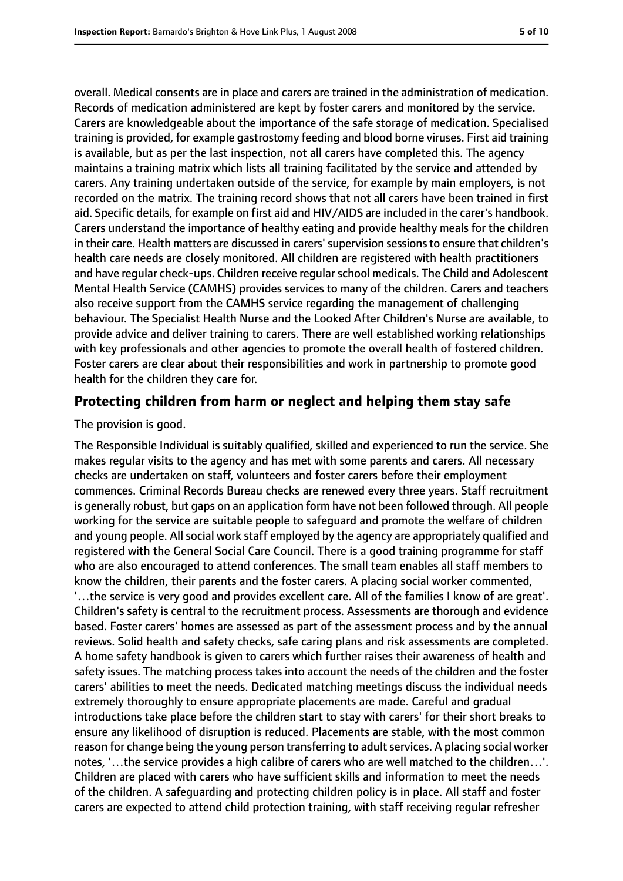overall. Medical consents are in place and carers are trained in the administration of medication. Records of medication administered are kept by foster carers and monitored by the service. Carers are knowledgeable about the importance of the safe storage of medication. Specialised training is provided, for example gastrostomy feeding and blood borne viruses. First aid training is available, but as per the last inspection, not all carers have completed this. The agency maintains a training matrix which lists all training facilitated by the service and attended by carers. Any training undertaken outside of the service, for example by main employers, is not recorded on the matrix. The training record shows that not all carers have been trained in first aid. Specific details, for example on first aid and HIV/AIDS are included in the carer's handbook. Carers understand the importance of healthy eating and provide healthy meals for the children in their care. Health matters are discussed in carers' supervision sessions to ensure that children's health care needs are closely monitored. All children are registered with health practitioners and have regular check-ups. Children receive regular school medicals. The Child and Adolescent Mental Health Service (CAMHS) provides services to many of the children. Carers and teachers also receive support from the CAMHS service regarding the management of challenging behaviour. The Specialist Health Nurse and the Looked After Children's Nurse are available, to provide advice and deliver training to carers. There are well established working relationships with key professionals and other agencies to promote the overall health of fostered children. Foster carers are clear about their responsibilities and work in partnership to promote good health for the children they care for.

## Protecting children from harm or neglect and helping them stay safe

The provision is good.

The Responsible Individual is suitably qualified, skilled and experienced to run the service. She makes regular visits to the agency and has met with some parents and carers. All necessary checks are undertaken on staff, volunteers and foster carers before their employment commences. Criminal Records Bureau checks are renewed every three years. Staff recruitment is generally robust, but gaps on an application form have not been followed through. All people working for the service are suitable people to safeguard and promote the welfare of children and young people. All social work staff employed by the agency are appropriately qualified and registered with the General Social Care Council. There is a good training programme for staff who are also encouraged to attend conferences. The small team enables all staff members to know the children, their parents and the foster carers. A placing social worker commented, '…the service is very good and provides excellent care. All of the families I know of are great'. Children's safety is central to the recruitment process. Assessments are thorough and evidence based. Foster carers' homes are assessed as part of the assessment process and by the annual reviews. Solid health and safety checks, safe caring plans and risk assessments are completed. A home safety handbook is given to carers which further raises their awareness of health and safety issues. The matching process takes into account the needs of the children and the foster carers' abilities to meet the needs. Dedicated matching meetings discuss the individual needs extremely thoroughly to ensure appropriate placements are made. Careful and gradual introductions take place before the children start to stay with carers' for their short breaks to ensure any likelihood of disruption is reduced. Placements are stable, with the most common reason for change being the young person transferring to adult services. A placing social worker notes, '…the service provides a high calibre of carers who are well matched to the children…'. Children are placed with carers who have sufficient skills and information to meet the needs of the children. A safeguarding and protecting children policy is in place. All staff and foster carers are expected to attend child protection training, with staff receiving regular refresher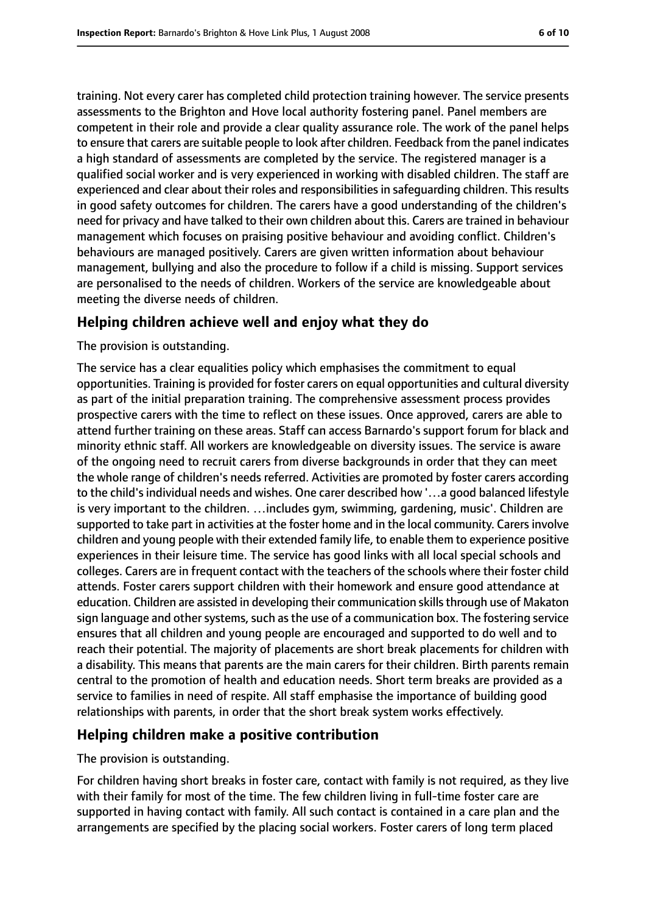training. Not every carer has completed child protection training however. The service presents assessments to the Brighton and Hove local authority fostering panel. Panel members are competent in their role and provide a clear quality assurance role. The work of the panel helps to ensure that carers are suitable people to look after children. Feedback from the panel indicates a high standard of assessments are completed by the service. The registered manager is a qualified social worker and is very experienced in working with disabled children. The staff are experienced and clear about their roles and responsibilities in safeguarding children. This results in good safety outcomes for children. The carers have a good understanding of the children's need for privacy and have talked to their own children about this. Carers are trained in behaviour management which focuses on praising positive behaviour and avoiding conflict. Children's behaviours are managed positively. Carers are given written information about behaviour management, bullying and also the procedure to follow if a child is missing. Support services are personalised to the needs of children. Workers of the service are knowledgeable about meeting the diverse needs of children.

## Helping children achieve well and enjoy what they do

The provision is outstanding.

The service has a clear equalities policy which emphasises the commitment to equal opportunities. Training is provided for foster carers on equal opportunities and cultural diversity as part of the initial preparation training. The comprehensive assessment process provides prospective carers with the time to reflect on these issues. Once approved, carers are able to attend further training on these areas. Staff can access Barnardo's support forum for black and minority ethnic staff. All workers are knowledgeable on diversity issues. The service is aware of the ongoing need to recruit carers from diverse backgrounds in order that they can meet the whole range of children's needs referred. Activities are promoted by foster carers according to the child's individual needs and wishes. One carer described how '…a good balanced lifestyle is very important to the children. …includes gym, swimming, gardening, music'. Children are supported to take part in activities at the foster home and in the local community. Carers involve children and young people with their extended family life, to enable them to experience positive experiences in their leisure time. The service has good links with all local special schools and colleges. Carers are in frequent contact with the teachers of the schools where their foster child attends. Foster carers support children with their homework and ensure good attendance at education. Children are assisted in developing their communication skills through use of Makaton sign language and other systems, such as the use of a communication box. The fostering service ensures that all children and young people are encouraged and supported to do well and to reach their potential. The majority of placements are short break placements for children with a disability. This means that parents are the main carers for their children. Birth parents remain central to the promotion of health and education needs. Short term breaks are provided as a service to families in need of respite. All staff emphasise the importance of building good relationships with parents, in order that the short break system works effectively.

## Helping children make a positive contribution

The provision is outstanding.

For children having short breaks in foster care, contact with family is not required, as they live with their family for most of the time. The few children living in full-time foster care are supported in having contact with family. All such contact is contained in a care plan and the arrangements are specified by the placing social workers. Foster carers of long term placed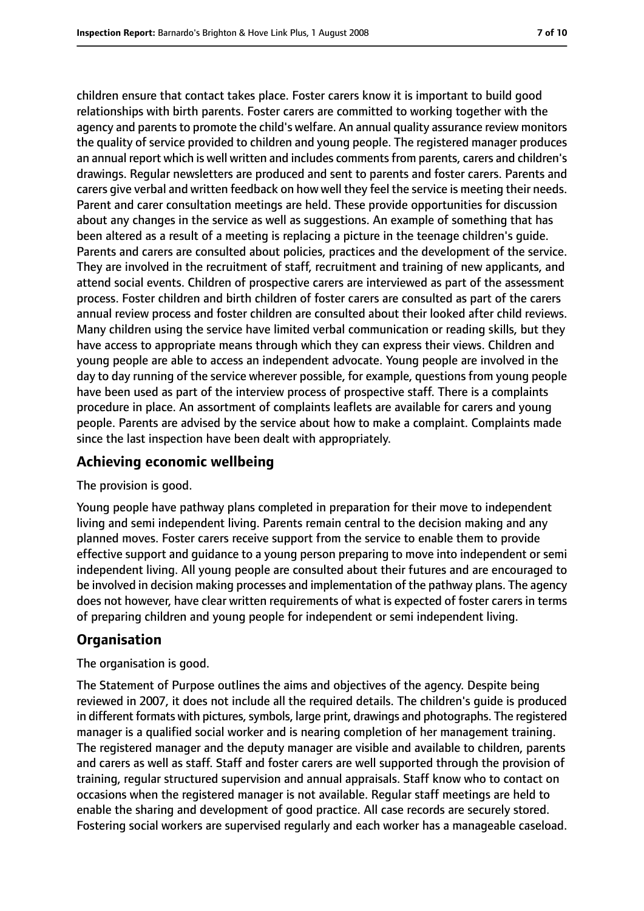children ensure that contact takes place. Foster carers know it is important to build good relationships with birth parents. Foster carers are committed to working together with the agency and parents to promote the child's welfare. An annual quality assurance review monitors the quality of service provided to children and young people. The registered manager produces an annual report which is well written and includes comments from parents, carers and children's drawings. Regular newsletters are produced and sent to parents and foster carers. Parents and carers give verbal and written feedback on how well they feel the service is meeting their needs. Parent and carer consultation meetings are held. These provide opportunities for discussion about any changes in the service as well as suggestions. An example of something that has been altered as a result of a meeting is replacing a picture in the teenage children's guide. Parents and carers are consulted about policies, practices and the development of the service. They are involved in the recruitment of staff, recruitment and training of new applicants, and attend social events. Children of prospective carers are interviewed as part of the assessment process. Foster children and birth children of foster carers are consulted as part of the carers annual review process and foster children are consulted about their looked after child reviews. Many children using the service have limited verbal communication or reading skills, but they have access to appropriate means through which they can express their views. Children and young people are able to access an independent advocate. Young people are involved in the day to day running of the service wherever possible, for example, questions from young people have been used as part of the interview process of prospective staff. There is a complaints procedure in place. An assortment of complaints leaflets are available for carers and young people. Parents are advised by the service about how to make a complaint. Complaints made since the last inspection have been dealt with appropriately.

## Achieving economic wellbeing

The provision is good.

Young people have pathway plans completed in preparation for their move to independent living and semi independent living. Parents remain central to the decision making and any planned moves. Foster carers receive support from the service to enable them to provide effective support and guidance to a young person preparing to move into independent or semi independent living. All young people are consulted about their futures and are encouraged to be involved in decision making processes and implementation of the pathway plans. The agency does not however, have clear written requirements of what is expected of foster carers in terms of preparing children and young people for independent or semi independent living.

## Organisation

The organisation is good.

The Statement of Purpose outlines the aims and objectives of the agency. Despite being reviewed in 2007, it does not include all the required details. The children's guide is produced in different formats with pictures, symbols, large print, drawings and photographs. The registered manager is a qualified social worker and is nearing completion of her management training. The registered manager and the deputy manager are visible and available to children, parents and carers as well as staff. Staff and foster carers are well supported through the provision of training, regular structured supervision and annual appraisals. Staff know who to contact on occasions when the registered manager is not available. Regular staff meetings are held to enable the sharing and development of good practice. All case records are securely stored. Fostering social workers are supervised regularly and each worker has a manageable caseload.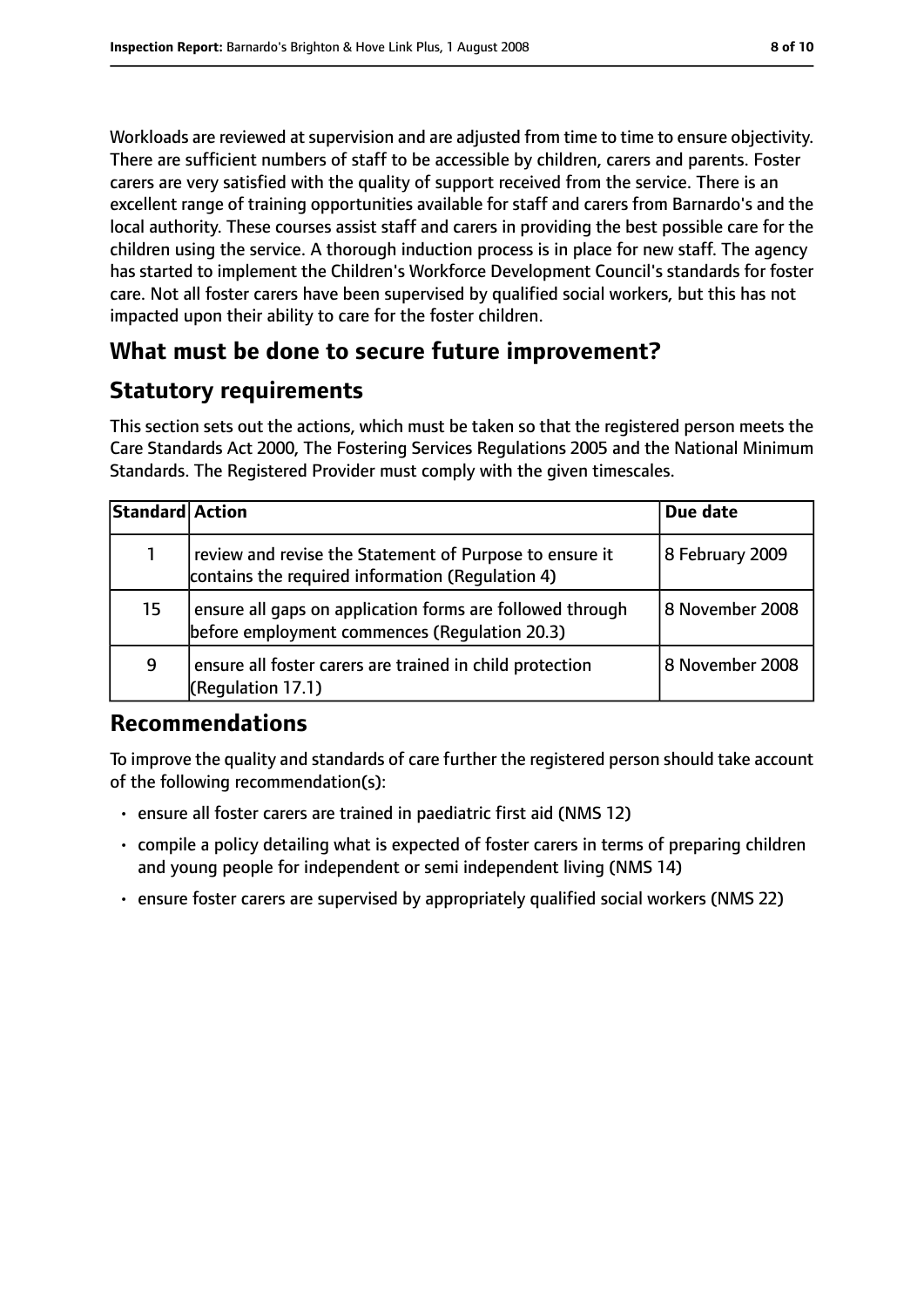Workloads are reviewed at supervision and are adjusted from time to time to ensure objectivity. There are sufficient numbers of staff to be accessible by children, carers and parents. Foster carers are very satisfied with the quality of support received from the service. There is an excellent range of training opportunities available for staff and carers from Barnardo's and the local authority. These courses assist staff and carers in providing the best possible care for the children using the service. A thorough induction process is in place for new staff. The agency has started to implement the Children's Workforce Development Council's standards for foster care. Not all foster carers have been supervised by qualified social workers, but this has not impacted upon their ability to care for the foster children.

## What must be done to secure future improvement?

## Statutory requirements

This section sets out the actions, which must be taken so that the registered person meets the Care Standards Act 2000, The Fostering Services Regulations 2005 and the National Minimum Standards. The Registered Provider must comply with the given timescales.

| Standard | Action | Due date |
|---|---|---|
| 1 | review and revise the Statement of Purpose to ensure it contains the required information (Regulation 4) | 8 February 2009 |
| 15 | ensure all gaps on application forms are followed through before employment commences (Regulation 20.3) | 8 November 2008 |
| 9 | ensure all foster carers are trained in child protection (Regulation 17.1) | 8 November 2008 |

## Recommendations

To improve the quality and standards of care further the registered person should take account of the following recommendation(s):

- ensure all foster carers are trained in paediatric first aid (NMS 12)
- compile a policy detailing what is expected of foster carers in terms of preparing children and young people for independent or semi independent living (NMS 14)
- ensure foster carers are supervised by appropriately qualified social workers (NMS 22)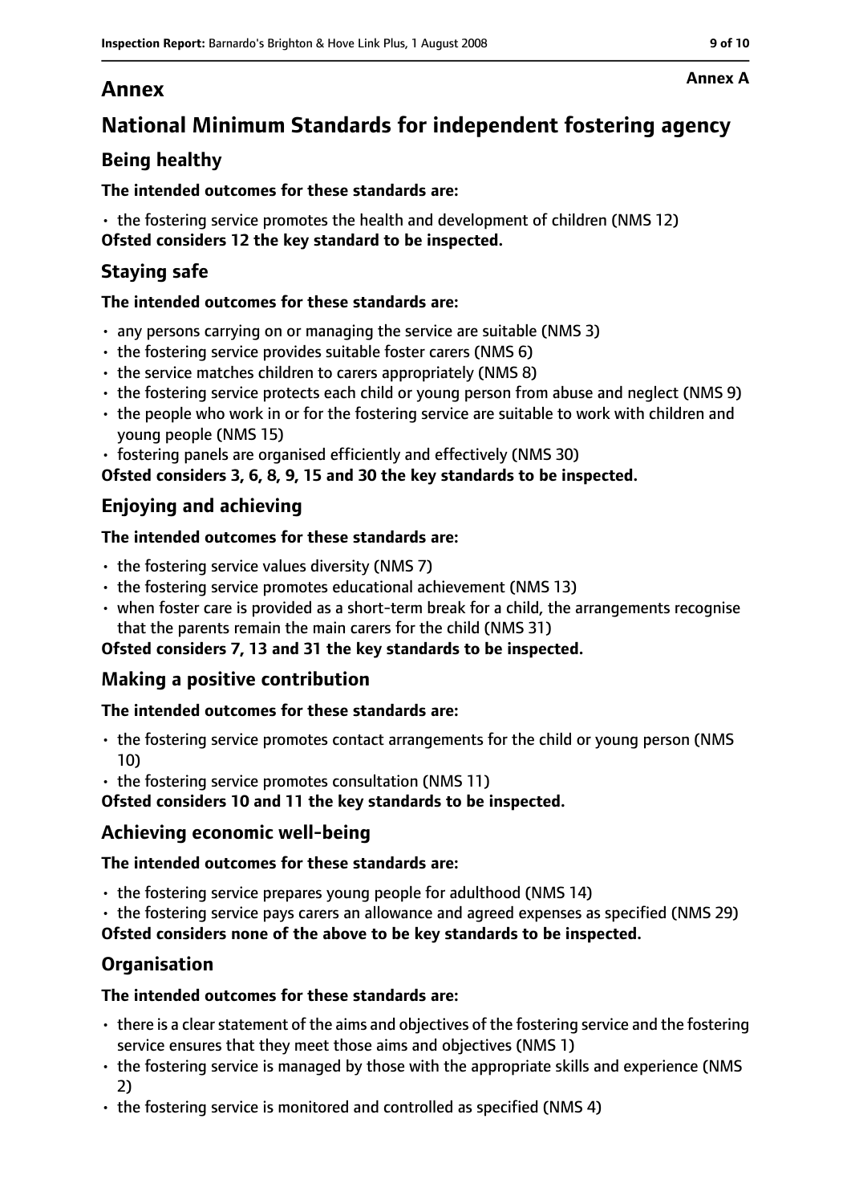# Annex

**Annex A**

## National Minimum Standards for independent fostering agency

### Being healthy

**The intended outcomes for these standards are:**

- the fostering service promotes the health and development of children (NMS 12)

**Ofsted considers 12 the key standard to be inspected.**

### Staying safe

**The intended outcomes for these standards are:**

- any persons carrying on or managing the service are suitable (NMS 3)
- the fostering service provides suitable foster carers (NMS 6)
- the service matches children to carers appropriately (NMS 8)
- the fostering service protects each child or young person from abuse and neglect (NMS 9)
- the people who work in or for the fostering service are suitable to work with children and young people (NMS 15)
- fostering panels are organised efficiently and effectively (NMS 30)

**Ofsted considers 3, 6, 8, 9, 15 and 30 the key standards to be inspected.**

### Enjoying and achieving

**The intended outcomes for these standards are:**

- the fostering service values diversity (NMS 7)
- the fostering service promotes educational achievement (NMS 13)
- when foster care is provided as a short-term break for a child, the arrangements recognise that the parents remain the main carers for the child (NMS 31)

**Ofsted considers 7, 13 and 31 the key standards to be inspected.**

### Making a positive contribution

**The intended outcomes for these standards are:**

- the fostering service promotes contact arrangements for the child or young person (NMS 10)
- the fostering service promotes consultation (NMS 11)

**Ofsted considers 10 and 11 the key standards to be inspected.**

### Achieving economic well-being

**The intended outcomes for these standards are:**

- the fostering service prepares young people for adulthood (NMS 14)
- the fostering service pays carers an allowance and agreed expenses as specified (NMS 29)

**Ofsted considers none of the above to be key standards to be inspected.**

### Organisation

**The intended outcomes for these standards are:**

- there is a clear statement of the aims and objectives of the fostering service and the fostering service ensures that they meet those aims and objectives (NMS 1)
- the fostering service is managed by those with the appropriate skills and experience (NMS 2)
- the fostering service is monitored and controlled as specified (NMS 4)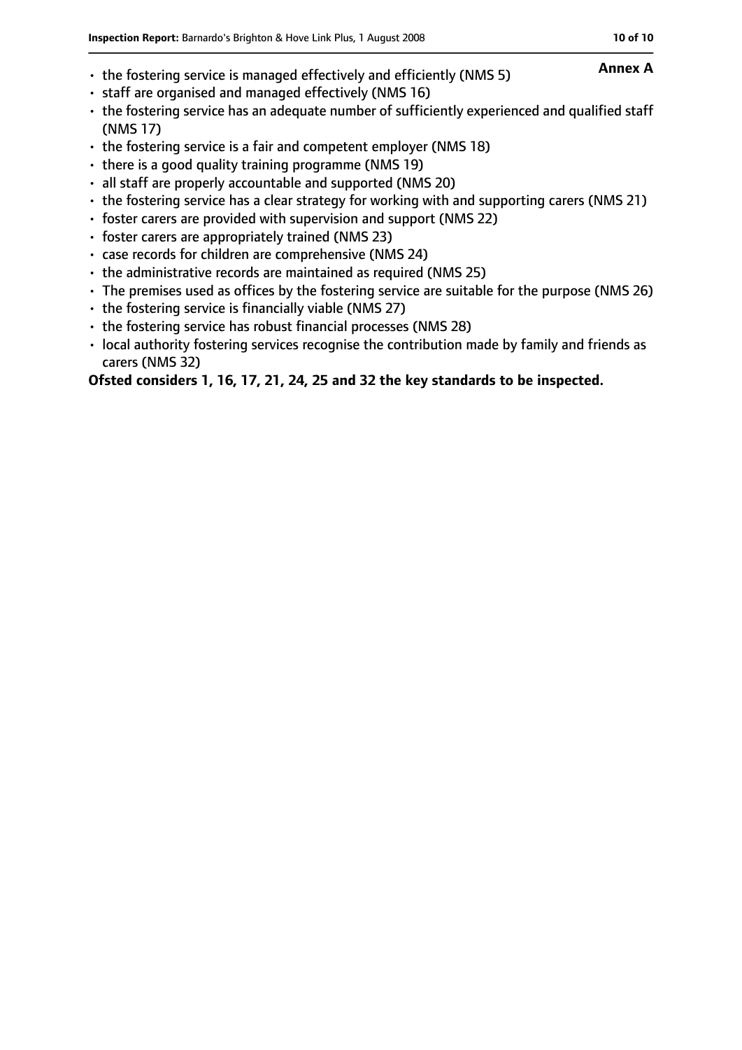**Annex A**

- the fostering service is managed effectively and efficiently (NMS 5)
- staff are organised and managed effectively (NMS 16)
- the fostering service has an adequate number of sufficiently experienced and qualified staff (NMS 17)
- the fostering service is a fair and competent employer (NMS 18)
- there is a good quality training programme (NMS 19)
- all staff are properly accountable and supported (NMS 20)
- the fostering service has a clear strategy for working with and supporting carers (NMS 21)
- foster carers are provided with supervision and support (NMS 22)
- foster carers are appropriately trained (NMS 23)
- case records for children are comprehensive (NMS 24)
- the administrative records are maintained as required (NMS 25)
- The premises used as offices by the fostering service are suitable for the purpose (NMS 26)
- the fostering service is financially viable (NMS 27)
- the fostering service has robust financial processes (NMS 28)
- local authority fostering services recognise the contribution made by family and friends as carers (NMS 32)

**Ofsted considers 1, 16, 17, 21, 24, 25 and 32 the key standards to be inspected.**